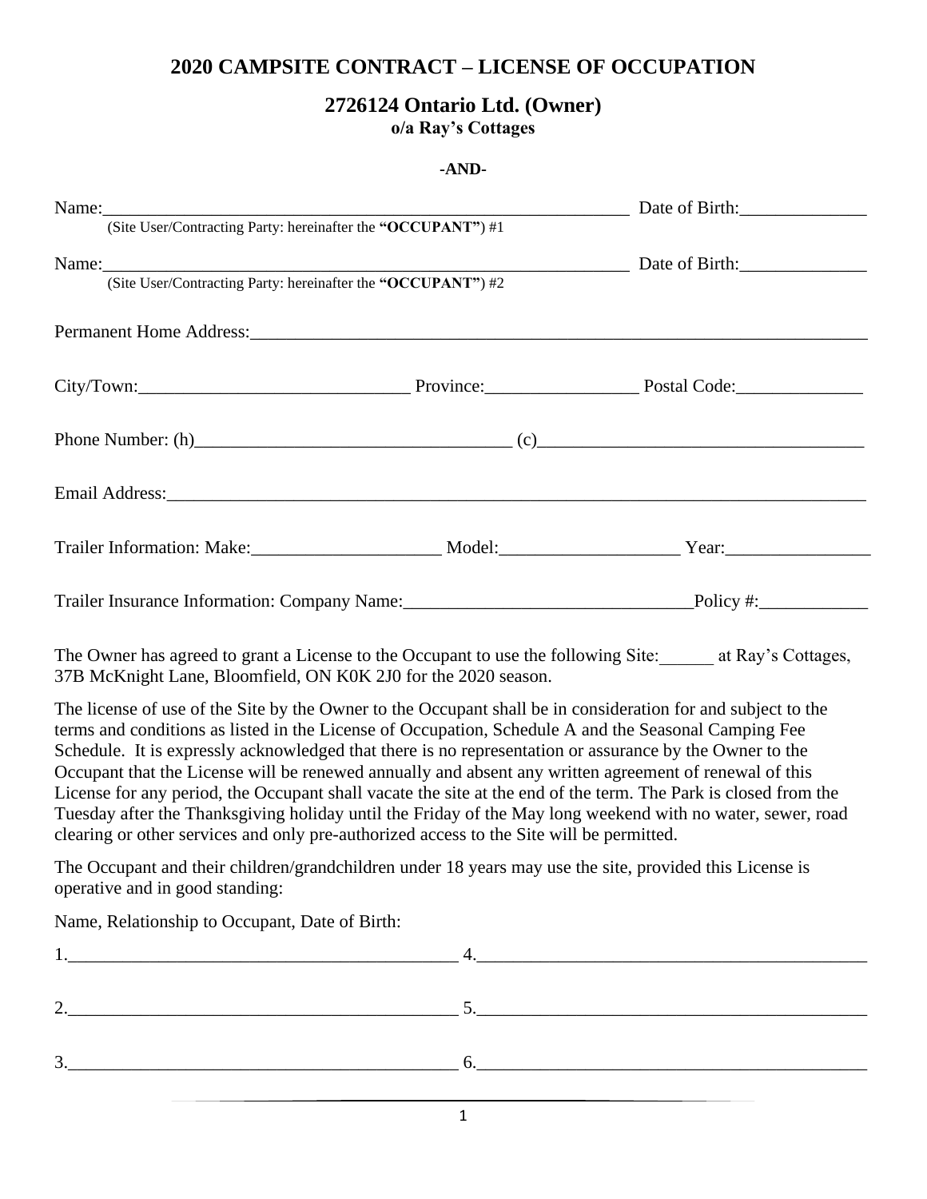# 2020 CAMPSITE CONTRACT – LICENSE OF OCCUPATION

## 2726124 Ontario Ltd. (Owner)

**o/a Ray's Cottages**

**-AND-**

Name:_______________________________________________________________ Date of Birth:______________
(Site User/Contracting Party: hereinafter the **"OCCUPANT"**) #1

Name:_______________________________________________________________ Date of Birth:______________
(Site User/Contracting Party: hereinafter the **"OCCUPANT"**) #2

Permanent Home Address:_________________________________________________________________________

City/Town:______________________________ Province:_________________ Postal Code:______________

Phone Number: (h)___________________________________ (c)___________________________________

Email Address:_________________________________________________________________________________

Trailer Information: Make:_____________________ Model:____________________ Year:________________

Trailer Insurance Information: Company Name:________________________________Policy #:____________

The Owner has agreed to grant a License to the Occupant to use the following Site:______ at Ray's Cottages, 37B McKnight Lane, Bloomfield, ON K0K 2J0 for the 2020 season.

The license of use of the Site by the Owner to the Occupant shall be in consideration for and subject to the terms and conditions as listed in the License of Occupation, Schedule A and the Seasonal Camping Fee Schedule. It is expressly acknowledged that there is no representation or assurance by the Owner to the Occupant that the License will be renewed annually and absent any written agreement of renewal of this License for any period, the Occupant shall vacate the site at the end of the term. The Park is closed from the Tuesday after the Thanksgiving holiday until the Friday of the May long weekend with no water, sewer, road clearing or other services and only pre-authorized access to the Site will be permitted.

The Occupant and their children/grandchildren under 18 years may use the site, provided this License is operative and in good standing:

Name, Relationship to Occupant, Date of Birth:

1.____________________________________________ 4.____________________________________________

2.____________________________________________ 5.____________________________________________

3.____________________________________________ 6.____________________________________________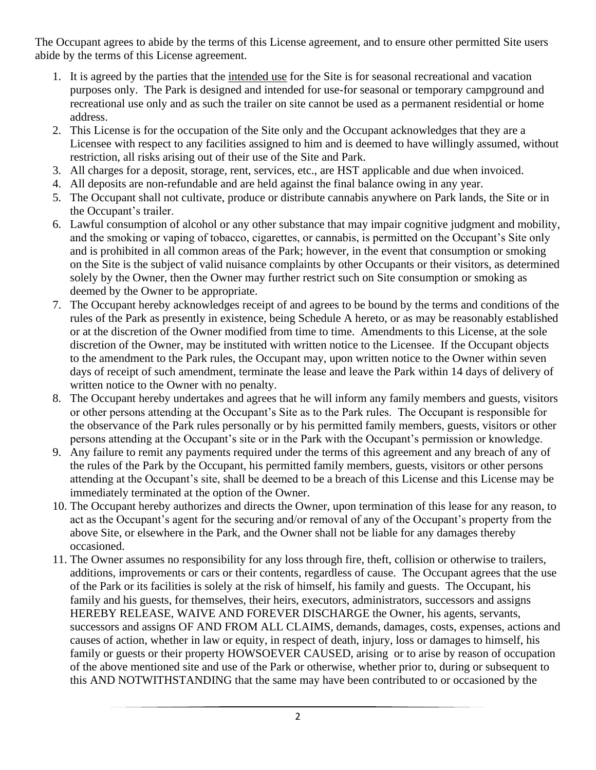The Occupant agrees to abide by the terms of this License agreement, and to ensure other permitted Site users abide by the terms of this License agreement.

1. It is agreed by the parties that the <u>intended use</u> for the Site is for seasonal recreational and vacation purposes only. The Park is designed and intended for use-for seasonal or temporary campground and recreational use only and as such the trailer on site cannot be used as a permanent residential or home address.
2. This License is for the occupation of the Site only and the Occupant acknowledges that they are a Licensee with respect to any facilities assigned to him and is deemed to have willingly assumed, without restriction, all risks arising out of their use of the Site and Park.
3. All charges for a deposit, storage, rent, services, etc., are HST applicable and due when invoiced.
4. All deposits are non-refundable and are held against the final balance owing in any year.
5. The Occupant shall not cultivate, produce or distribute cannabis anywhere on Park lands, the Site or in the Occupant's trailer.
6. Lawful consumption of alcohol or any other substance that may impair cognitive judgment and mobility, and the smoking or vaping of tobacco, cigarettes, or cannabis, is permitted on the Occupant's Site only and is prohibited in all common areas of the Park; however, in the event that consumption or smoking on the Site is the subject of valid nuisance complaints by other Occupants or their visitors, as determined solely by the Owner, then the Owner may further restrict such on Site consumption or smoking as deemed by the Owner to be appropriate.
7. The Occupant hereby acknowledges receipt of and agrees to be bound by the terms and conditions of the rules of the Park as presently in existence, being Schedule A hereto, or as may be reasonably established or at the discretion of the Owner modified from time to time. Amendments to this License, at the sole discretion of the Owner, may be instituted with written notice to the Licensee. If the Occupant objects to the amendment to the Park rules, the Occupant may, upon written notice to the Owner within seven days of receipt of such amendment, terminate the lease and leave the Park within 14 days of delivery of written notice to the Owner with no penalty.
8. The Occupant hereby undertakes and agrees that he will inform any family members and guests, visitors or other persons attending at the Occupant's Site as to the Park rules. The Occupant is responsible for the observance of the Park rules personally or by his permitted family members, guests, visitors or other persons attending at the Occupant's site or in the Park with the Occupant's permission or knowledge.
9. Any failure to remit any payments required under the terms of this agreement and any breach of any of the rules of the Park by the Occupant, his permitted family members, guests, visitors or other persons attending at the Occupant's site, shall be deemed to be a breach of this License and this License may be immediately terminated at the option of the Owner.
10. The Occupant hereby authorizes and directs the Owner, upon termination of this lease for any reason, to act as the Occupant's agent for the securing and/or removal of any of the Occupant's property from the above Site, or elsewhere in the Park, and the Owner shall not be liable for any damages thereby occasioned.
11. The Owner assumes no responsibility for any loss through fire, theft, collision or otherwise to trailers, additions, improvements or cars or their contents, regardless of cause. The Occupant agrees that the use of the Park or its facilities is solely at the risk of himself, his family and guests. The Occupant, his family and his guests, for themselves, their heirs, executors, administrators, successors and assigns HEREBY RELEASE, WAIVE AND FOREVER DISCHARGE the Owner, his agents, servants, successors and assigns OF AND FROM ALL CLAIMS, demands, damages, costs, expenses, actions and causes of action, whether in law or equity, in respect of death, injury, loss or damages to himself, his family or guests or their property HOWSOEVER CAUSED, arising or to arise by reason of occupation of the above mentioned site and use of the Park or otherwise, whether prior to, during or subsequent to this AND NOTWITHSTANDING that the same may have been contributed to or occasioned by the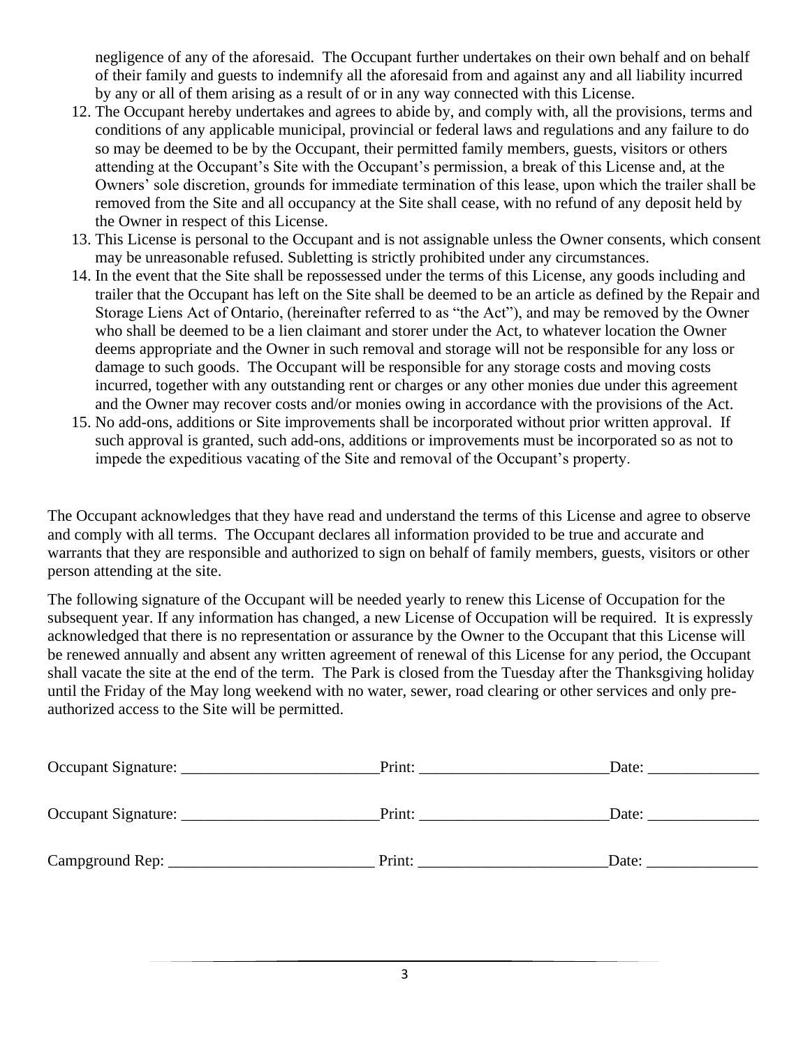negligence of any of the aforesaid. The Occupant further undertakes on their own behalf and on behalf of their family and guests to indemnify all the aforesaid from and against any and all liability incurred by any or all of them arising as a result of or in any way connected with this License.

12. The Occupant hereby undertakes and agrees to abide by, and comply with, all the provisions, terms and conditions of any applicable municipal, provincial or federal laws and regulations and any failure to do so may be deemed to be by the Occupant, their permitted family members, guests, visitors or others attending at the Occupant's Site with the Occupant's permission, a break of this License and, at the Owners' sole discretion, grounds for immediate termination of this lease, upon which the trailer shall be removed from the Site and all occupancy at the Site shall cease, with no refund of any deposit held by the Owner in respect of this License.
13. This License is personal to the Occupant and is not assignable unless the Owner consents, which consent may be unreasonable refused. Subletting is strictly prohibited under any circumstances.
14. In the event that the Site shall be repossessed under the terms of this License, any goods including and trailer that the Occupant has left on the Site shall be deemed to be an article as defined by the Repair and Storage Liens Act of Ontario, (hereinafter referred to as "the Act"), and may be removed by the Owner who shall be deemed to be a lien claimant and storer under the Act, to whatever location the Owner deems appropriate and the Owner in such removal and storage will not be responsible for any loss or damage to such goods. The Occupant will be responsible for any storage costs and moving costs incurred, together with any outstanding rent or charges or any other monies due under this agreement and the Owner may recover costs and/or monies owing in accordance with the provisions of the Act.
15. No add-ons, additions or Site improvements shall be incorporated without prior written approval. If such approval is granted, such add-ons, additions or improvements must be incorporated so as not to impede the expeditious vacating of the Site and removal of the Occupant's property.

The Occupant acknowledges that they have read and understand the terms of this License and agree to observe and comply with all terms. The Occupant declares all information provided to be true and accurate and warrants that they are responsible and authorized to sign on behalf of family members, guests, visitors or other person attending at the site.

The following signature of the Occupant will be needed yearly to renew this License of Occupation for the subsequent year. If any information has changed, a new License of Occupation will be required. It is expressly acknowledged that there is no representation or assurance by the Owner to the Occupant that this License will be renewed annually and absent any written agreement of renewal of this License for any period, the Occupant shall vacate the site at the end of the term. The Park is closed from the Tuesday after the Thanksgiving holiday until the Friday of the May long weekend with no water, sewer, road clearing or other services and only pre-authorized access to the Site will be permitted.

Occupant Signature: _________________________ Print: ________________________ Date: ______________

Occupant Signature: _________________________ Print: ________________________ Date: ______________

Campground Rep: __________________________ Print: ________________________ Date: ______________